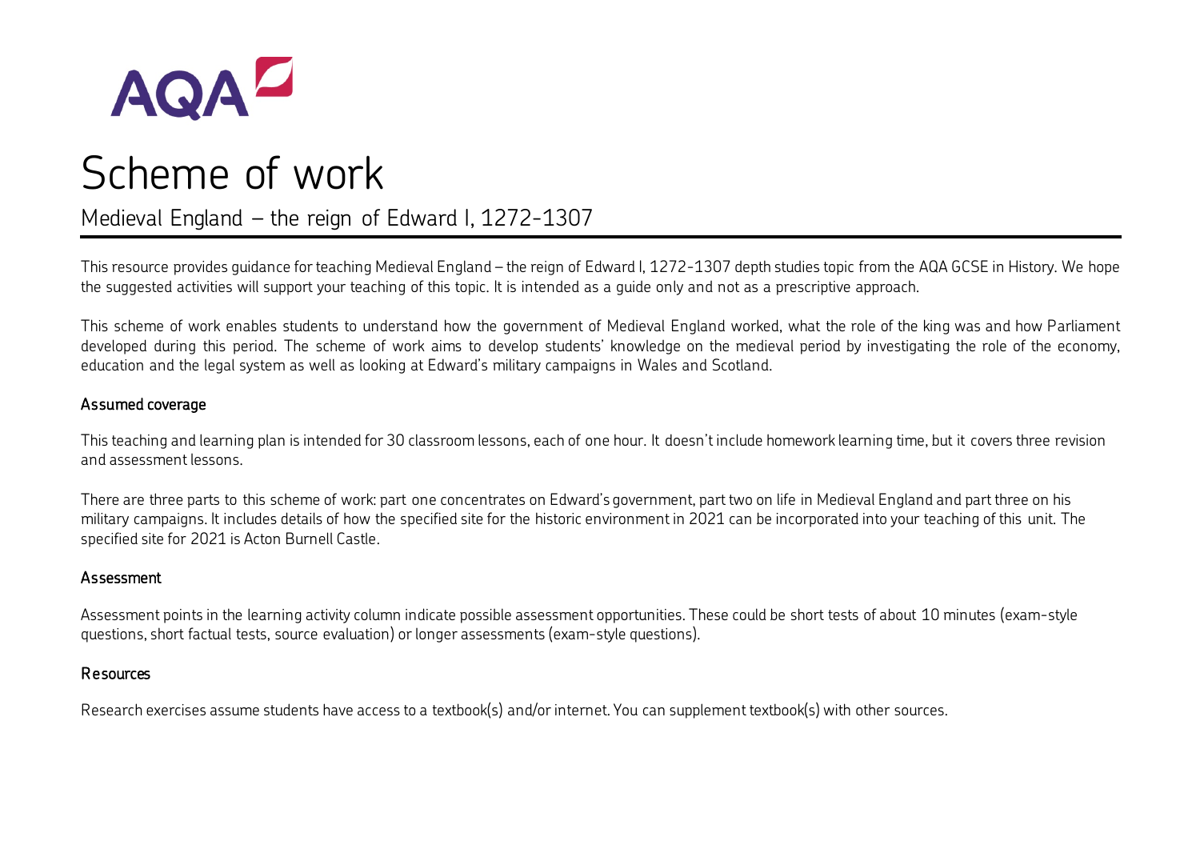# Scheme of work

## Medieval England – the reign of Edward I, 1272-1307

This resource provides guidance for teaching Medieval England – the reign of Edward I, 1272-1307 depth studies topic from the AQA GCSE in History. We hope the suggested activities will support your teaching of this topic. It is intended as a guide only and not as a prescriptive approach.

This scheme of work enables students to understand how the government of Medieval England worked, what the role of the king was and how Parliament developed during this period. The scheme of work aims to develop students' knowledge on the medieval period by investigating the role of the economy, education and the legal system as well as looking at Edward's military campaigns in Wales and Scotland.

### Assumed coverage

This teaching and learning plan is intended for 30 classroom lessons, each of one hour. It doesn't include homework learning time, but it covers three revision and assessment lessons.

There are three parts to this scheme of work: part one concentrates on Edward's government, part two on life in Medieval England and part three on his military campaigns. It includes details of how the specified site for the historic environment in 2021 can be incorporated into your teaching of this unit. The specified site for 2021 is Acton Burnell Castle.

### Assessment

Assessment points in the learning activity column indicate possible assessment opportunities. These could be short tests of about 10 minutes (exam-style questions, short factual tests, source evaluation) or longer assessments (exam-style questions).

### Resources

Research exercises assume students have access to a textbook(s) and/or internet. You can supplement textbook(s) with other sources.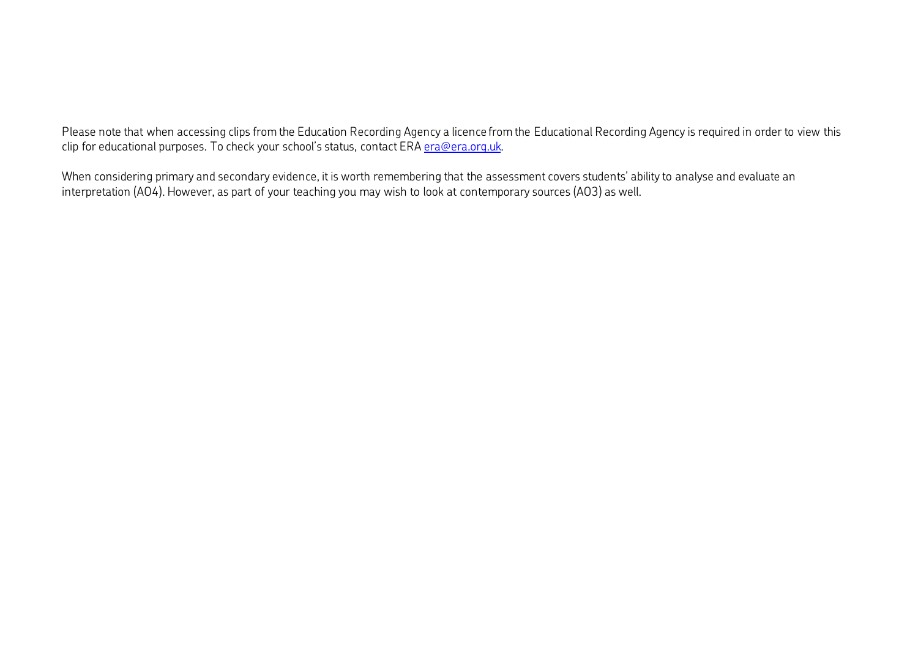Please note that when accessing clips from the Education Recording Agency a licence from the Educational Recording Agency is required in order to view this clip for educational purposes. To check your school's status, contact ERA era@era.org.uk.

When considering primary and secondary evidence, it is worth remembering that the assessment covers students' ability to analyse and evaluate an interpretation (AO4). However, as part of your teaching you may wish to look at contemporary sources (AO3) as well.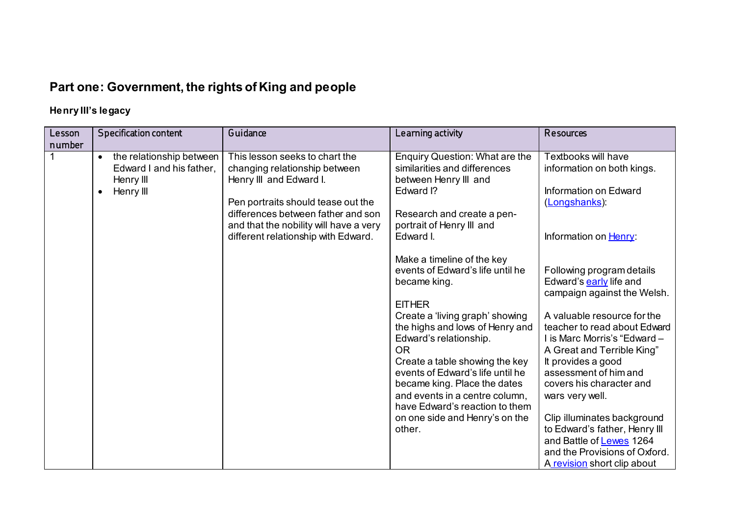# Part one: Government, the rights of King and people

## Henry III's legacy

| Lesson number | Specification content | Guidance | Learning activity | Resources |
|---|---|---|---|---|
| 1 | • the relationship between Edward I and his father, Henry III<br>• Henry III | This lesson seeks to chart the changing relationship between Henry III and Edward I.<br><br>Pen portraits should tease out the differences between father and son and that the nobility will have a very different relationship with Edward. | Enquiry Question: What are the similarities and differences between Henry III and Edward I?<br><br>Research and create a pen-portrait of Henry III and Edward I.<br><br>Make a timeline of the key events of Edward's life until he became king.<br><br>EITHER<br>Create a 'living graph' showing the highs and lows of Henry and Edward's relationship.<br>OR<br>Create a table showing the key events of Edward's life until he became king. Place the dates and events in a centre column, have Edward's reaction to them on one side and Henry's on the other. | Textbooks will have information on both kings.<br><br>Information on Edward (Longshanks):<br><br>Information on Henry:<br><br>Following program details Edward's early life and campaign against the Welsh.<br><br>A valuable resource for the teacher to read about Edward I is Marc Morris's "Edward – A Great and Terrible King" It provides a good assessment of him and covers his character and wars very well.<br><br>Clip illuminates background to Edward's father, Henry III and Battle of Lewes 1264 and the Provisions of Oxford. A revision short clip about |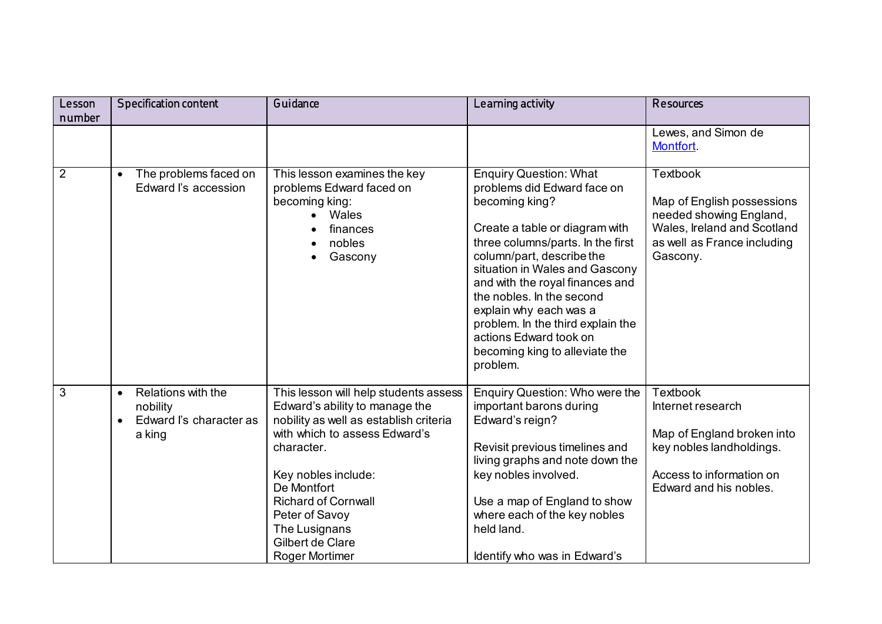| Lesson number | Specification content | Guidance | Learning activity | Resources |
|---|---|---|---|---|
| | | | | Lewes, and Simon de Montfort. |
| 2 | • The problems faced on Edward I's accession | This lesson examines the key problems Edward faced on becoming king:<br>• Wales<br>• finances<br>• nobles<br>• Gascony | Enquiry Question: What problems did Edward face on becoming king?<br><br>Create a table or diagram with three columns/parts. In the first column/part, describe the situation in Wales and Gascony and with the royal finances and the nobles. In the second explain why each was a problem. In the third explain the actions Edward took on becoming king to alleviate the problem. | Textbook<br><br>Map of English possessions needed showing England, Wales, Ireland and Scotland as well as France including Gascony. |
| 3 | • Relations with the nobility<br>• Edward I's character as a king | This lesson will help students assess Edward's ability to manage the nobility as well as establish criteria with which to assess Edward's character.<br><br>Key nobles include:<br>De Montfort<br>Richard of Cornwall<br>Peter of Savoy<br>The Lusignans<br>Gilbert de Clare<br>Roger Mortimer | Enquiry Question: Who were the important barons during Edward's reign?<br><br>Revisit previous timelines and living graphs and note down the key nobles involved.<br><br>Use a map of England to show where each of the key nobles held land.<br><br>Identify who was in Edward's | Textbook<br>Internet research<br><br>Map of England broken into key nobles landholdings.<br><br>Access to information on Edward and his nobles. |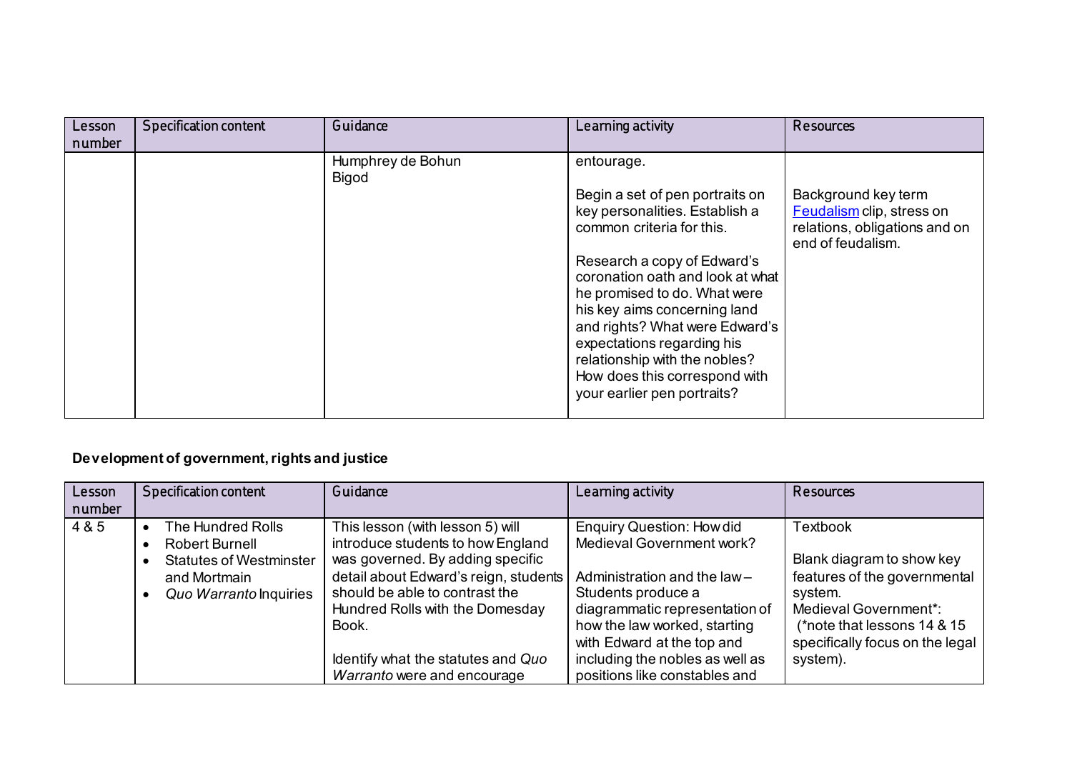| Lesson number | Specification content | Guidance | Learning activity | Resources |
|---|---|---|---|---|
| | | Humphrey de Bohun<br>Bigod | entourage.<br><br>Begin a set of pen portraits on key personalities. Establish a common criteria for this.<br><br>Research a copy of Edward's coronation oath and look at what he promised to do. What were his key aims concerning land and rights? What were Edward's expectations regarding his relationship with the nobles? How does this correspond with your earlier pen portraits? | <br><br>Background key term Feudalism clip, stress on relations, obligations and on end of feudalism. |

**Development of government, rights and justice**

| Lesson number | Specification content | Guidance | Learning activity | Resources |
|---|---|---|---|---|
| 4 & 5 | • The Hundred Rolls<br>• Robert Burnell<br>• Statutes of Westminster and Mortmain<br>• *Quo Warranto* Inquiries | This lesson (with lesson 5) will introduce students to how England was governed. By adding specific detail about Edward's reign, students should be able to contrast the Hundred Rolls with the Domesday Book.<br><br>Identify what the statutes and *Quo Warranto* were and encourage | Enquiry Question: How did Medieval Government work?<br><br>Administration and the law – Students produce a diagrammatic representation of how the law worked, starting with Edward at the top and including the nobles as well as positions like constables and | Textbook<br><br>Blank diagram to show key features of the governmental system.<br>Medieval Government*:<br>(*note that lessons 14 & 15 specifically focus on the legal system). |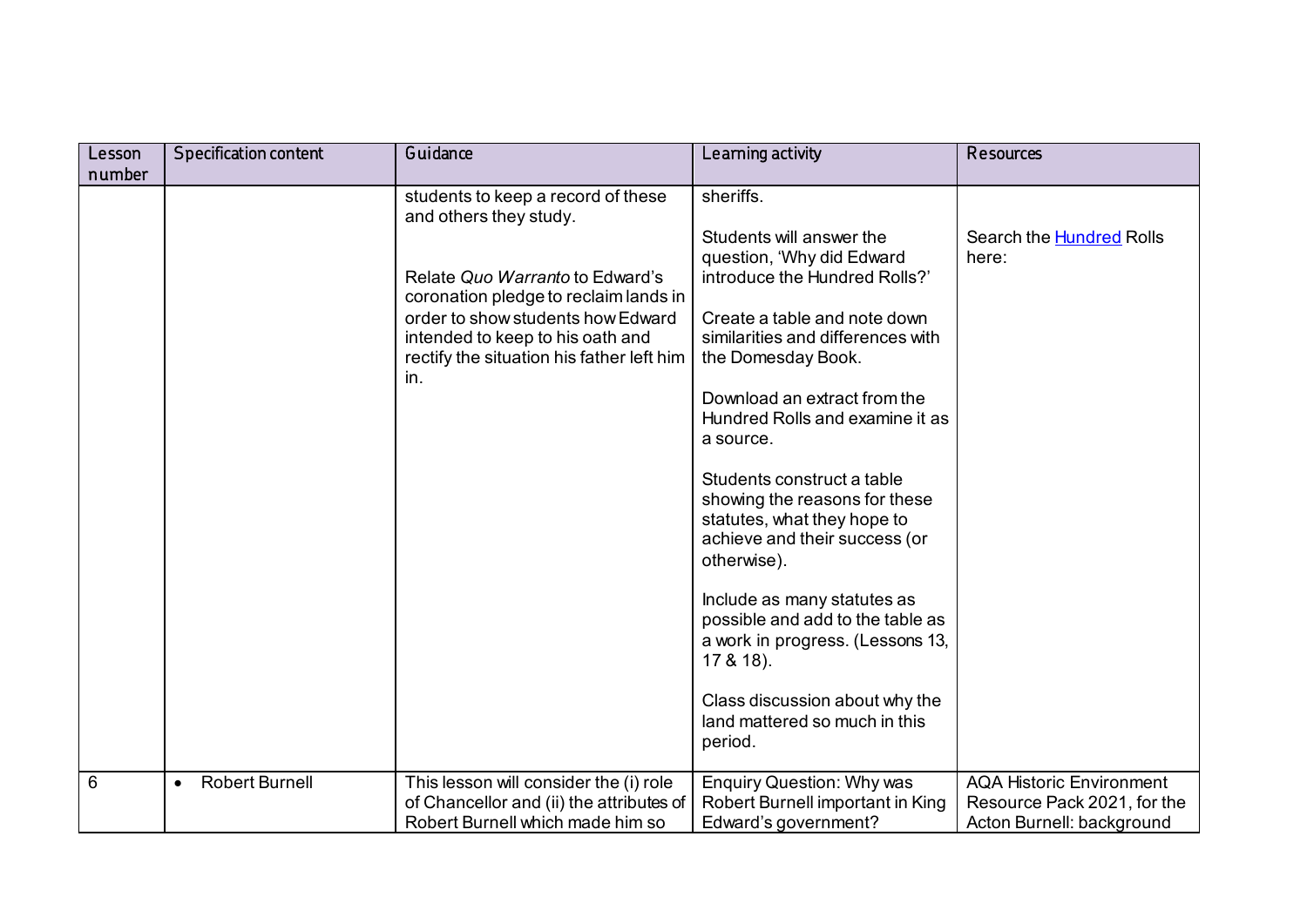| Lesson number | Specification content | Guidance | Learning activity | Resources |
|---|---|---|---|---|
| | | students to keep a record of these and others they study.<br><br>Relate *Quo Warranto* to Edward's coronation pledge to reclaim lands in order to show students how Edward intended to keep to his oath and rectify the situation his father left him in. | sheriffs.<br><br>Students will answer the question, 'Why did Edward introduce the Hundred Rolls?'<br><br>Create a table and note down similarities and differences with the Domesday Book.<br><br>Download an extract from the Hundred Rolls and examine it as a source.<br><br>Students construct a table showing the reasons for these statutes, what they hope to achieve and their success (or otherwise).<br><br>Include as many statutes as possible and add to the table as a work in progress. (Lessons 13, 17 & 18).<br><br>Class discussion about why the land mattered so much in this period. | Search the [Hundred](#) Rolls here: |
| 6 | • Robert Burnell | This lesson will consider the (i) role of Chancellor and (ii) the attributes of Robert Burnell which made him so | Enquiry Question: Why was Robert Burnell important in King Edward's government? | AQA Historic Environment Resource Pack 2021, for the Acton Burnell: background |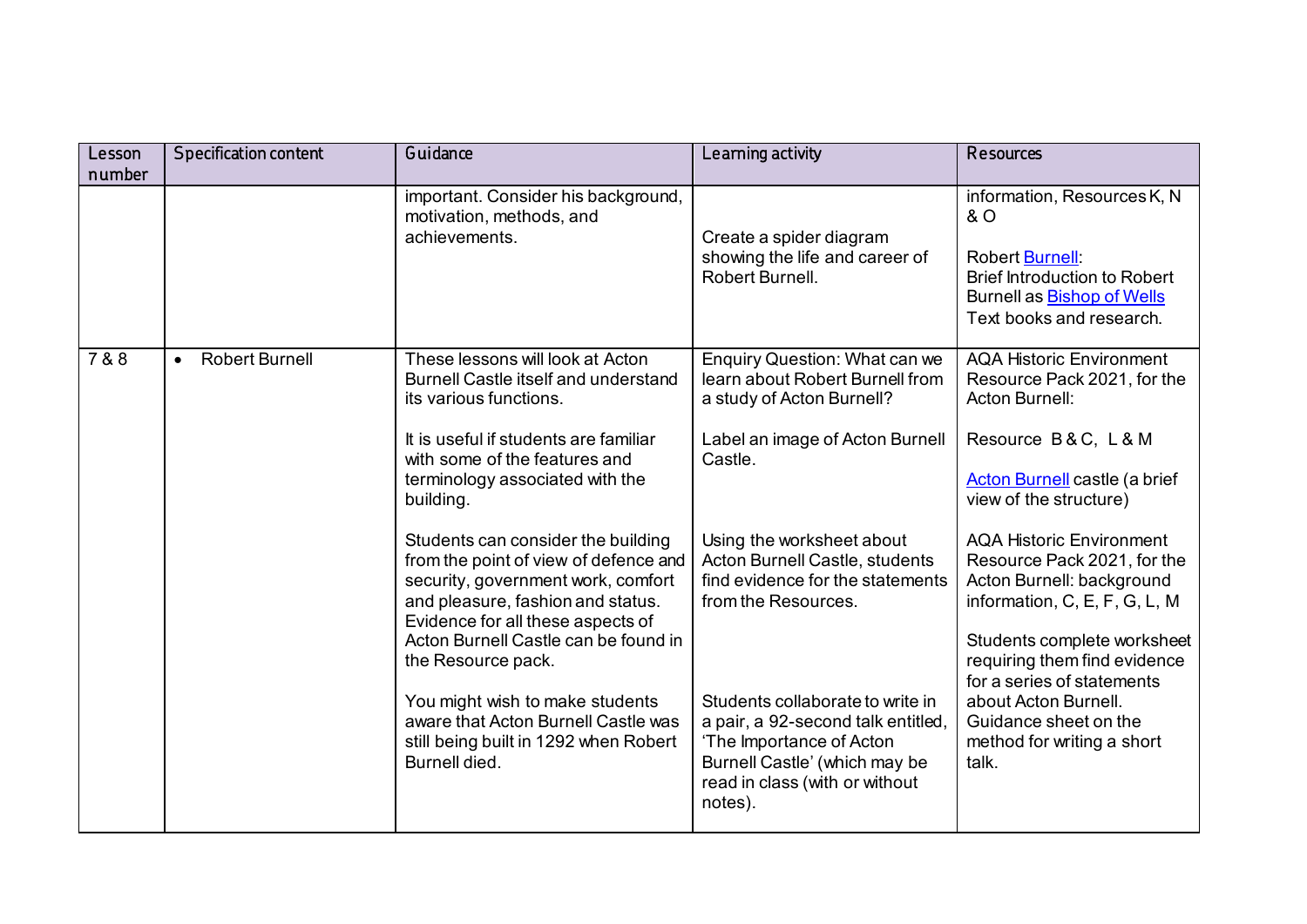| Lesson number | Specification content | Guidance | Learning activity | Resources |
|---|---|---|---|---|
| | | important. Consider his background, motivation, methods, and achievements. | Create a spider diagram showing the life and career of Robert Burnell. | information, Resources K, N & O<br><br>Robert [Burnell](): Brief Introduction to Robert Burnell as [Bishop of Wells]()<br>Text books and research. |
| 7 & 8 | • Robert Burnell | These lessons will look at Acton Burnell Castle itself and understand its various functions.<br><br>It is useful if students are familiar with some of the features and terminology associated with the building.<br><br>Students can consider the building from the point of view of defence and security, government work, comfort and pleasure, fashion and status. Evidence for all these aspects of Acton Burnell Castle can be found in the Resource pack.<br><br>You might wish to make students aware that Acton Burnell Castle was still being built in 1292 when Robert Burnell died. | Enquiry Question: What can we learn about Robert Burnell from a study of Acton Burnell?<br><br>Label an image of Acton Burnell Castle.<br><br>Using the worksheet about Acton Burnell Castle, students find evidence for the statements from the Resources.<br><br>Students collaborate to write in a pair, a 92-second talk entitled, 'The Importance of Acton Burnell Castle' (which may be read in class (with or without notes). | AQA Historic Environment Resource Pack 2021, for the Acton Burnell:<br><br>Resource B & C, L & M<br><br>[Acton Burnell]() castle (a brief view of the structure)<br><br>AQA Historic Environment Resource Pack 2021, for the Acton Burnell: background information, C, E, F, G, L, M<br><br>Students complete worksheet requiring them find evidence for a series of statements about Acton Burnell.<br>Guidance sheet on the method for writing a short talk. |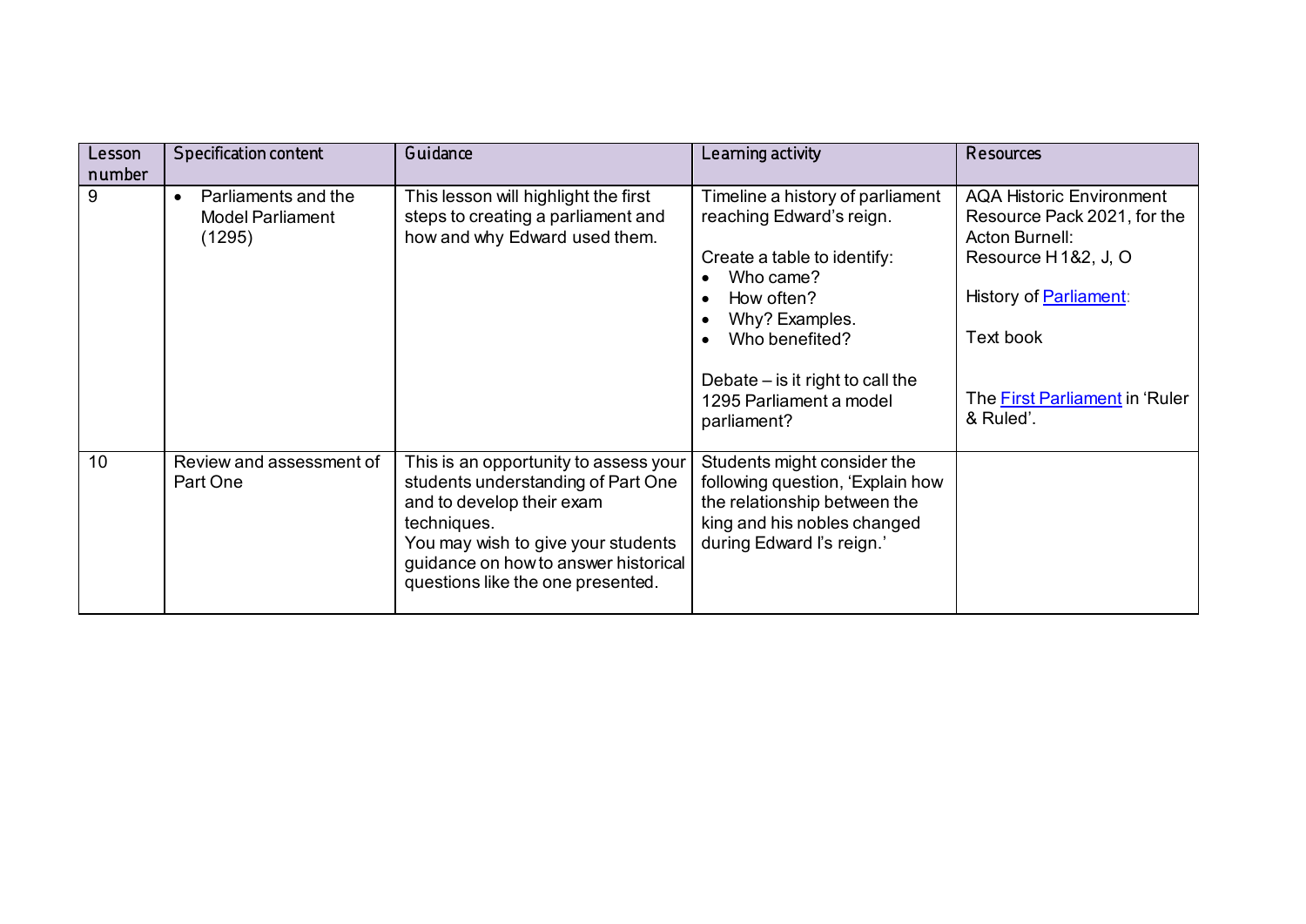| Lesson number | Specification content | Guidance | Learning activity | Resources |
|---|---|---|---|---|
| 9 | • Parliaments and the Model Parliament (1295) | This lesson will highlight the first steps to creating a parliament and how and why Edward used them. | Timeline a history of parliament reaching Edward's reign.<br><br>Create a table to identify:<br>• Who came?<br>• How often?<br>• Why? Examples.<br>• Who benefited?<br><br>Debate – is it right to call the 1295 Parliament a model parliament? | AQA Historic Environment Resource Pack 2021, for the Acton Burnell: Resource H 1&2, J, O<br><br>History of Parliament:<br><br>Text book<br><br>The First Parliament in 'Ruler & Ruled'. |
| 10 | Review and assessment of Part One | This is an opportunity to assess your students understanding of Part One and to develop their exam techniques.<br>You may wish to give your students guidance on how to answer historical questions like the one presented. | Students might consider the following question, 'Explain how the relationship between the king and his nobles changed during Edward I's reign.' | |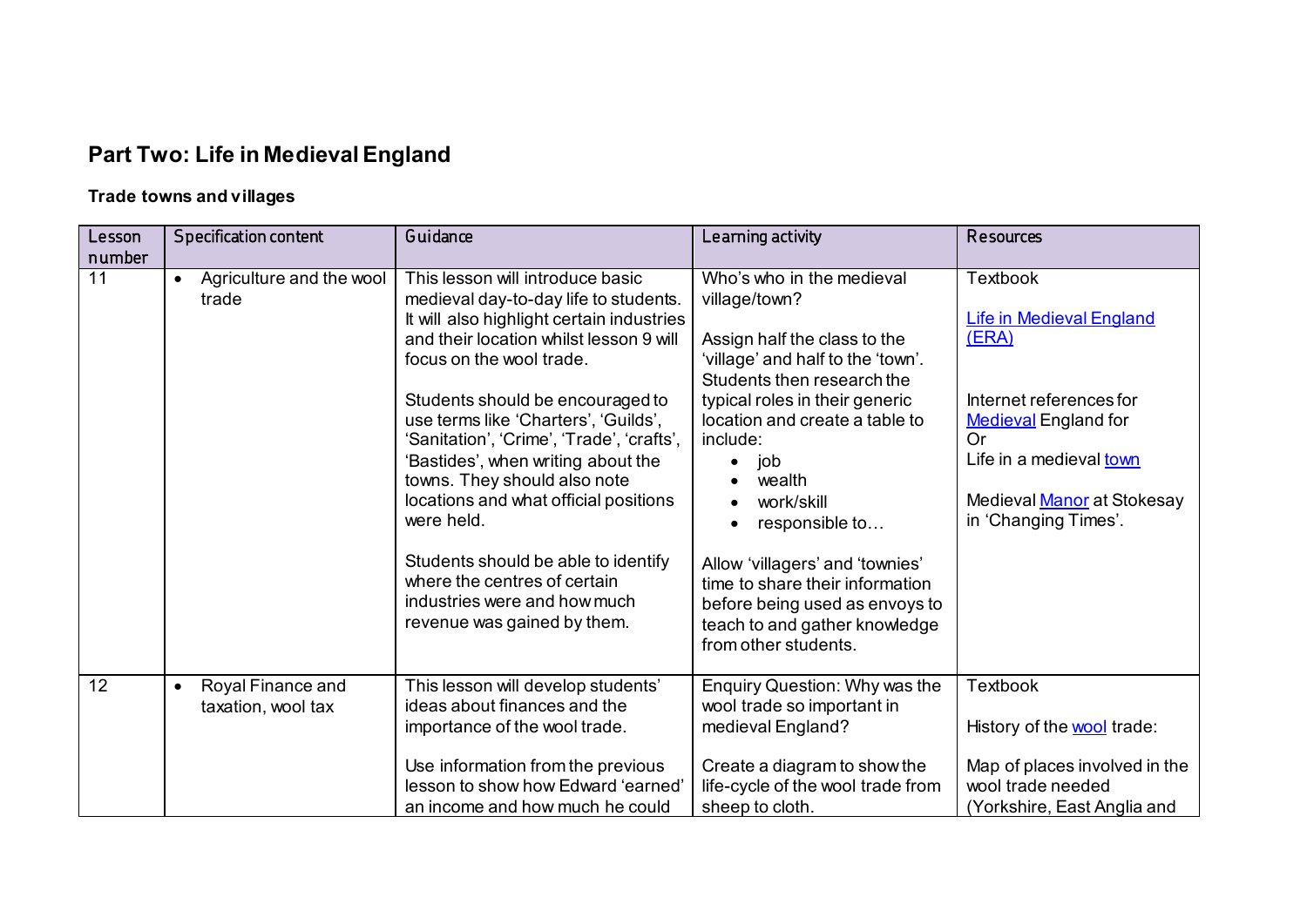## Part Two: Life in Medieval England

### Trade towns and villages

| Lesson number | Specification content | Guidance | Learning activity | Resources |
|---|---|---|---|---|
| 11 | • Agriculture and the wool trade | This lesson will introduce basic medieval day-to-day life to students. It will also highlight certain industries and their location whilst lesson 9 will focus on the wool trade.<br><br>Students should be encouraged to use terms like 'Charters', 'Guilds', 'Sanitation', 'Crime', 'Trade', 'crafts', 'Bastides', when writing about the towns. They should also note locations and what official positions were held.<br><br>Students should be able to identify where the centres of certain industries were and how much revenue was gained by them. | Who's who in the medieval village/town?<br><br>Assign half the class to the 'village' and half to the 'town'. Students then research the typical roles in their generic location and create a table to include:<br>• job<br>• wealth<br>• work/skill<br>• responsible to…<br><br>Allow 'villagers' and 'townies' time to share their information before being used as envoys to teach to and gather knowledge from other students. | Textbook<br><br>Life in Medieval England (ERA)<br><br>Internet references for Medieval England for<br>Or<br>Life in a medieval town<br><br>Medieval Manor at Stokesay in 'Changing Times'. |
| 12 | • Royal Finance and taxation, wool tax | This lesson will develop students' ideas about finances and the importance of the wool trade.<br><br>Use information from the previous lesson to show how Edward 'earned' an income and how much he could | Enquiry Question: Why was the wool trade so important in medieval England?<br><br>Create a diagram to show the life-cycle of the wool trade from sheep to cloth. | Textbook<br><br>History of the wool trade:<br><br>Map of places involved in the wool trade needed (Yorkshire, East Anglia and |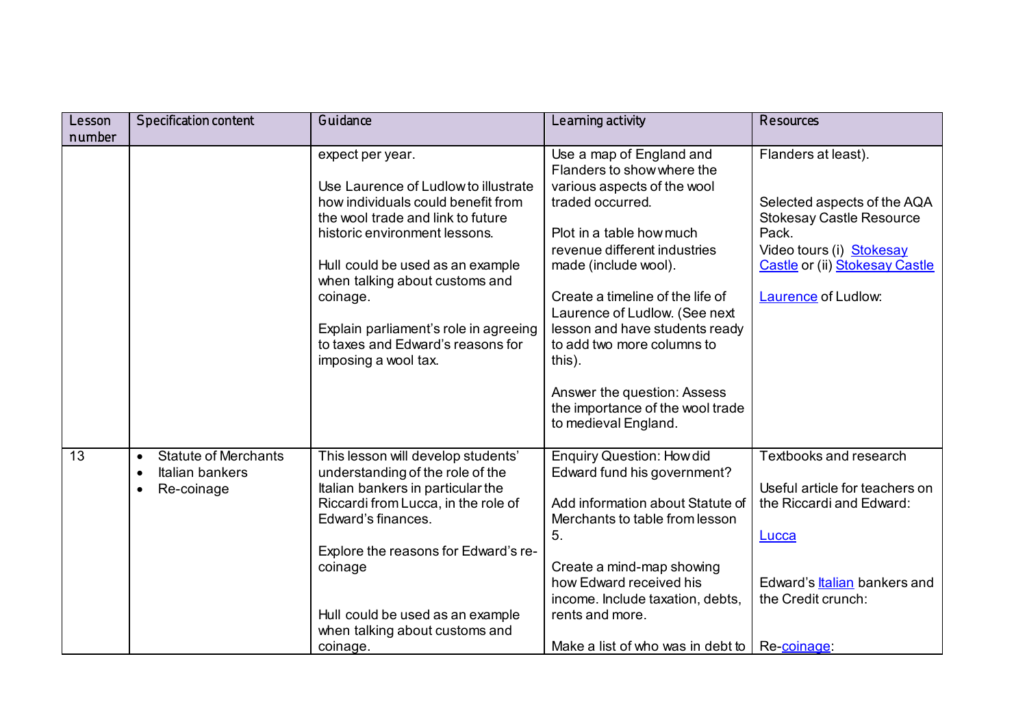| Lesson number | Specification content | Guidance | Learning activity | Resources |
|---|---|---|---|---|
| | | expect per year.<br><br>Use Laurence of Ludlow to illustrate how individuals could benefit from the wool trade and link to future historic environment lessons.<br><br>Hull could be used as an example when talking about customs and coinage.<br><br>Explain parliament's role in agreeing to taxes and Edward's reasons for imposing a wool tax. | Use a map of England and Flanders to show where the various aspects of the wool traded occurred.<br><br>Plot in a table how much revenue different industries made (include wool).<br><br>Create a timeline of the life of Laurence of Ludlow. (See next lesson and have students ready to add two more columns to this).<br><br>Answer the question: Assess the importance of the wool trade to medieval England. | Flanders at least).<br><br>Selected aspects of the AQA Stokesay Castle Resource Pack.<br>Video tours (i) Stokesay Castle or (ii) Stokesay Castle<br><br>Laurence of Ludlow: |
| 13 | • Statute of Merchants<br>• Italian bankers<br>• Re-coinage | This lesson will develop students' understanding of the role of the Italian bankers in particular the Riccardi from Lucca, in the role of Edward's finances.<br><br>Explore the reasons for Edward's re-coinage<br><br>Hull could be used as an example when talking about customs and coinage. | Enquiry Question: How did Edward fund his government?<br><br>Add information about Statute of Merchants to table from lesson 5.<br><br>Create a mind-map showing how Edward received his income. Include taxation, debts, rents and more.<br><br>Make a list of who was in debt to | Textbooks and research<br><br>Useful article for teachers on the Riccardi and Edward:<br><br>Lucca<br><br>Edward's Italian bankers and the Credit crunch:<br><br>Re-coinage: |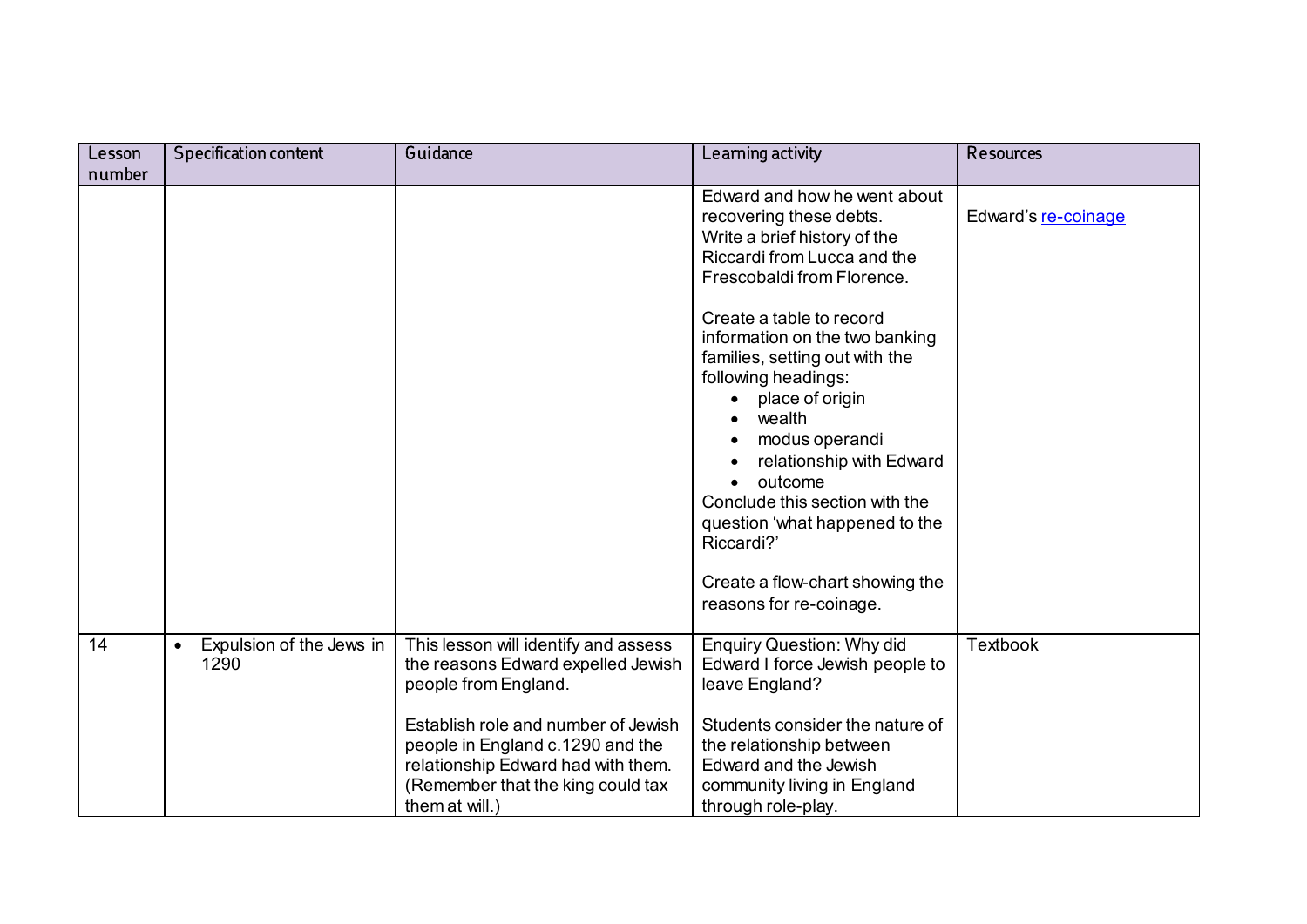| Lesson number | Specification content | Guidance | Learning activity | Resources |
|---|---|---|---|---|
| | | | Edward and how he went about recovering these debts.<br>Write a brief history of the Riccardi from Lucca and the Frescobaldi from Florence.<br><br>Create a table to record information on the two banking families, setting out with the following headings:<br>• place of origin<br>• wealth<br>• modus operandi<br>• relationship with Edward<br>• outcome<br>Conclude this section with the question 'what happened to the Riccardi?'<br><br>Create a flow-chart showing the reasons for re-coinage. | Edward's re-coinage |
| 14 | • Expulsion of the Jews in 1290 | This lesson will identify and assess the reasons Edward expelled Jewish people from England.<br><br>Establish role and number of Jewish people in England c.1290 and the relationship Edward had with them. (Remember that the king could tax them at will.) | Enquiry Question: Why did Edward I force Jewish people to leave England?<br><br>Students consider the nature of the relationship between Edward and the Jewish community living in England through role-play. | Textbook |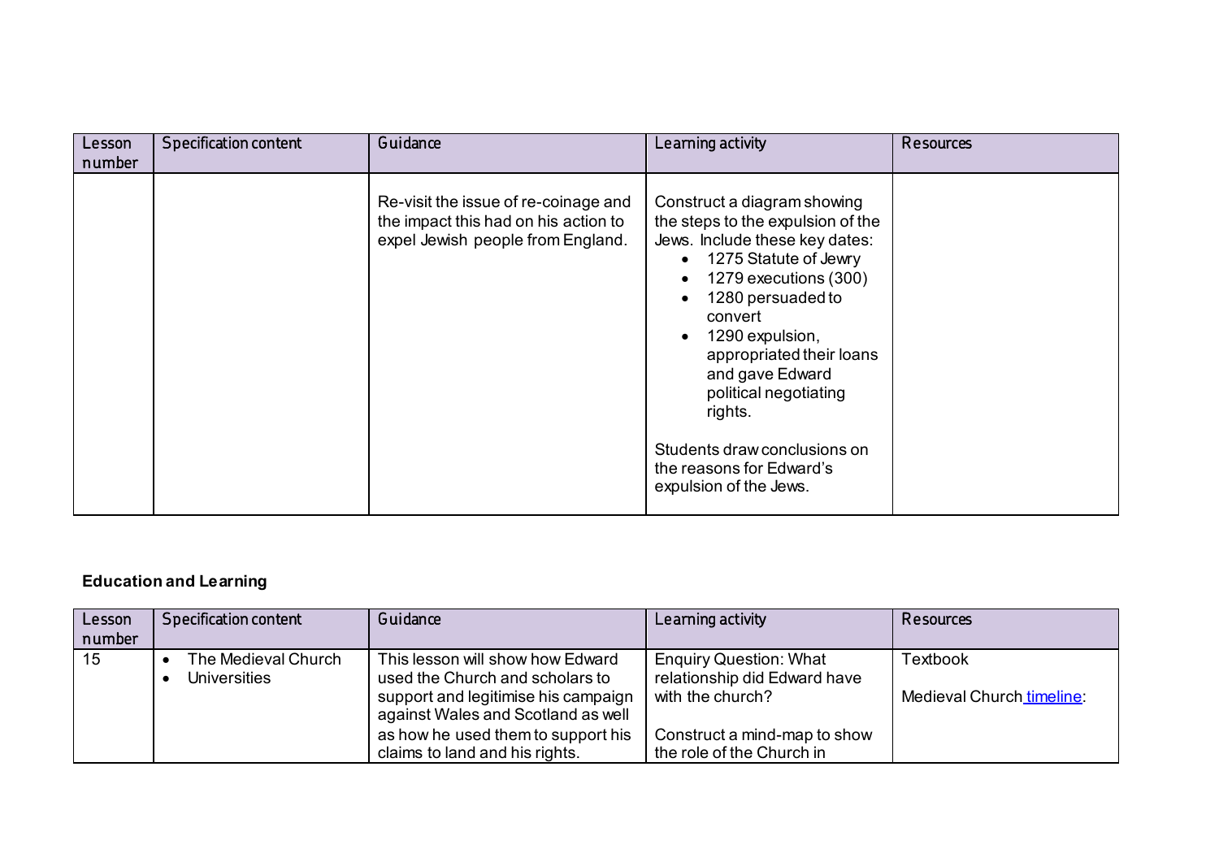| Lesson number | Specification content | Guidance | Learning activity | Resources |
|---|---|---|---|---|
| | | Re-visit the issue of re-coinage and the impact this had on his action to expel Jewish people from England. | Construct a diagram showing the steps to the expulsion of the Jews. Include these key dates:<br>• 1275 Statute of Jewry<br>• 1279 executions (300)<br>• 1280 persuaded to convert<br>• 1290 expulsion, appropriated their loans and gave Edward political negotiating rights.<br><br>Students draw conclusions on the reasons for Edward's expulsion of the Jews. | |

**Education and Learning**

| Lesson number | Specification content | Guidance | Learning activity | Resources |
|---|---|---|---|---|
| 15 | • The Medieval Church<br>• Universities | This lesson will show how Edward used the Church and scholars to support and legitimise his campaign against Wales and Scotland as well as how he used them to support his claims to land and his rights. | Enquiry Question: What relationship did Edward have with the church?<br><br>Construct a mind-map to show the role of the Church in | Textbook<br><br>Medieval Church timeline: |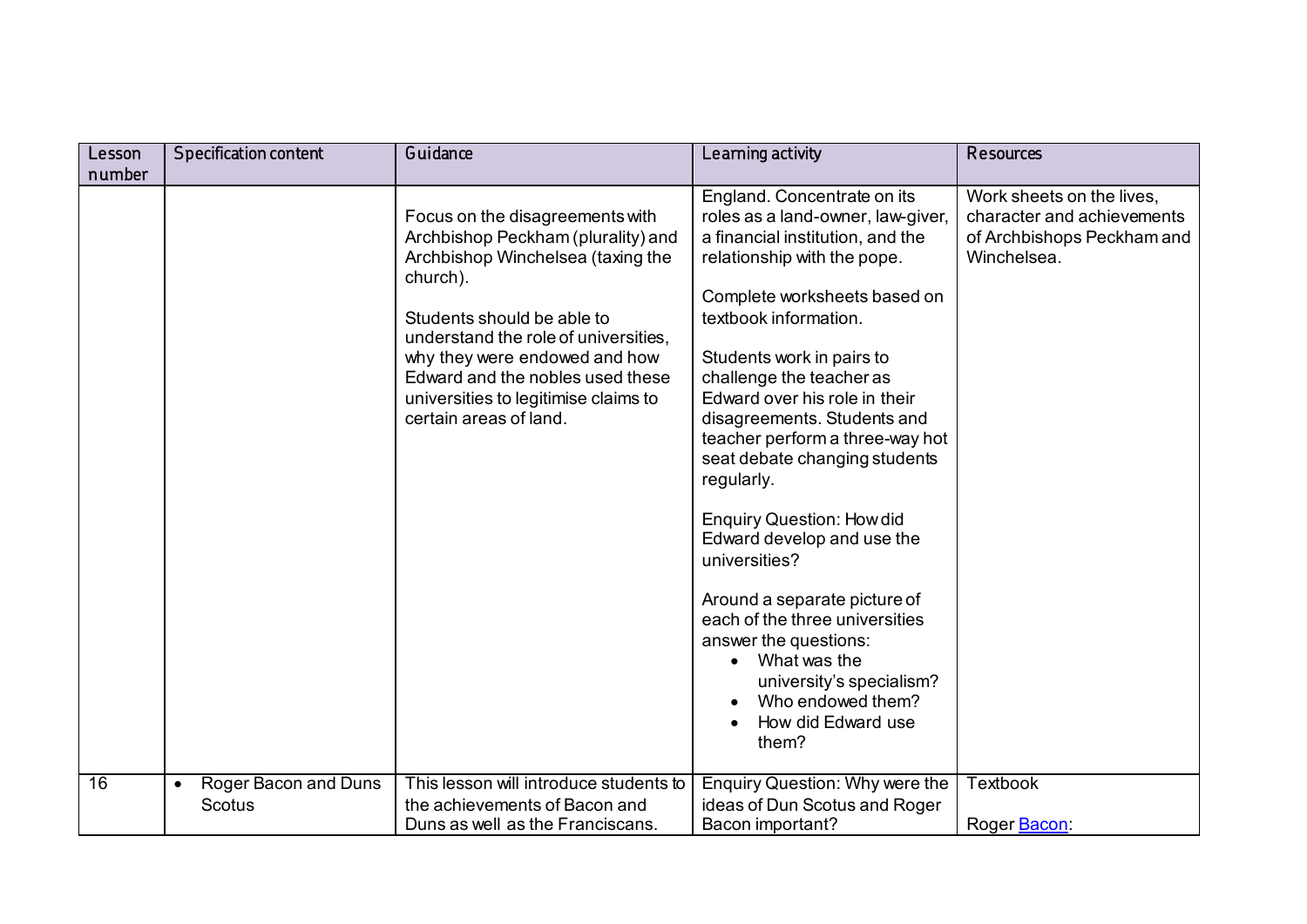| Lesson number | Specification content | Guidance | Learning activity | Resources |
|---|---|---|---|---|
| | | Focus on the disagreements with Archbishop Peckham (plurality) and Archbishop Winchelsea (taxing the church).<br><br>Students should be able to understand the role of universities, why they were endowed and how Edward and the nobles used these universities to legitimise claims to certain areas of land. | England. Concentrate on its roles as a land-owner, law-giver, a financial institution, and the relationship with the pope.<br><br>Complete worksheets based on textbook information.<br><br>Students work in pairs to challenge the teacher as Edward over his role in their disagreements. Students and teacher perform a three-way hot seat debate changing students regularly.<br><br>Enquiry Question: How did Edward develop and use the universities?<br><br>Around a separate picture of each of the three universities answer the questions:<br>• What was the university's specialism?<br>• Who endowed them?<br>• How did Edward use them? | Work sheets on the lives, character and achievements of Archbishops Peckham and Winchelsea. |
| 16 | • Roger Bacon and Duns Scotus | This lesson will introduce students to the achievements of Bacon and Duns as well as the Franciscans. | Enquiry Question: Why were the ideas of Dun Scotus and Roger Bacon important? | Textbook<br><br>Roger Bacon: |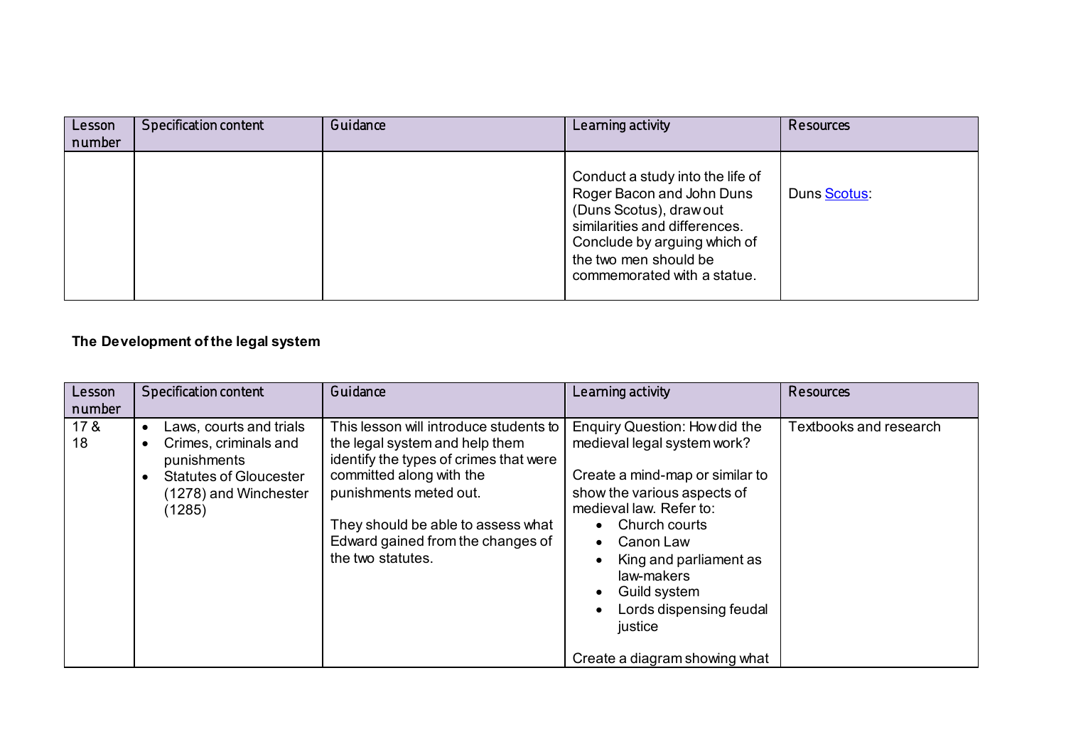| Lesson number | Specification content | Guidance | Learning activity | Resources |
|---|---|---|---|---|
| | | | Conduct a study into the life of Roger Bacon and John Duns (Duns Scotus), draw out similarities and differences. Conclude by arguing which of the two men should be commemorated with a statue. | Duns Scotus: |

**The Development of the legal system**

| Lesson number | Specification content | Guidance | Learning activity | Resources |
|---|---|---|---|---|
| 17 & 18 | • Laws, courts and trials<br>• Crimes, criminals and punishments<br>• Statutes of Gloucester (1278) and Winchester (1285) | This lesson will introduce students to the legal system and help them identify the types of crimes that were committed along with the punishments meted out.<br><br>They should be able to assess what Edward gained from the changes of the two statutes. | Enquiry Question: How did the medieval legal system work?<br><br>Create a mind-map or similar to show the various aspects of medieval law. Refer to:<br>• Church courts<br>• Canon Law<br>• King and parliament as law-makers<br>• Guild system<br>• Lords dispensing feudal justice<br><br>Create a diagram showing what | Textbooks and research |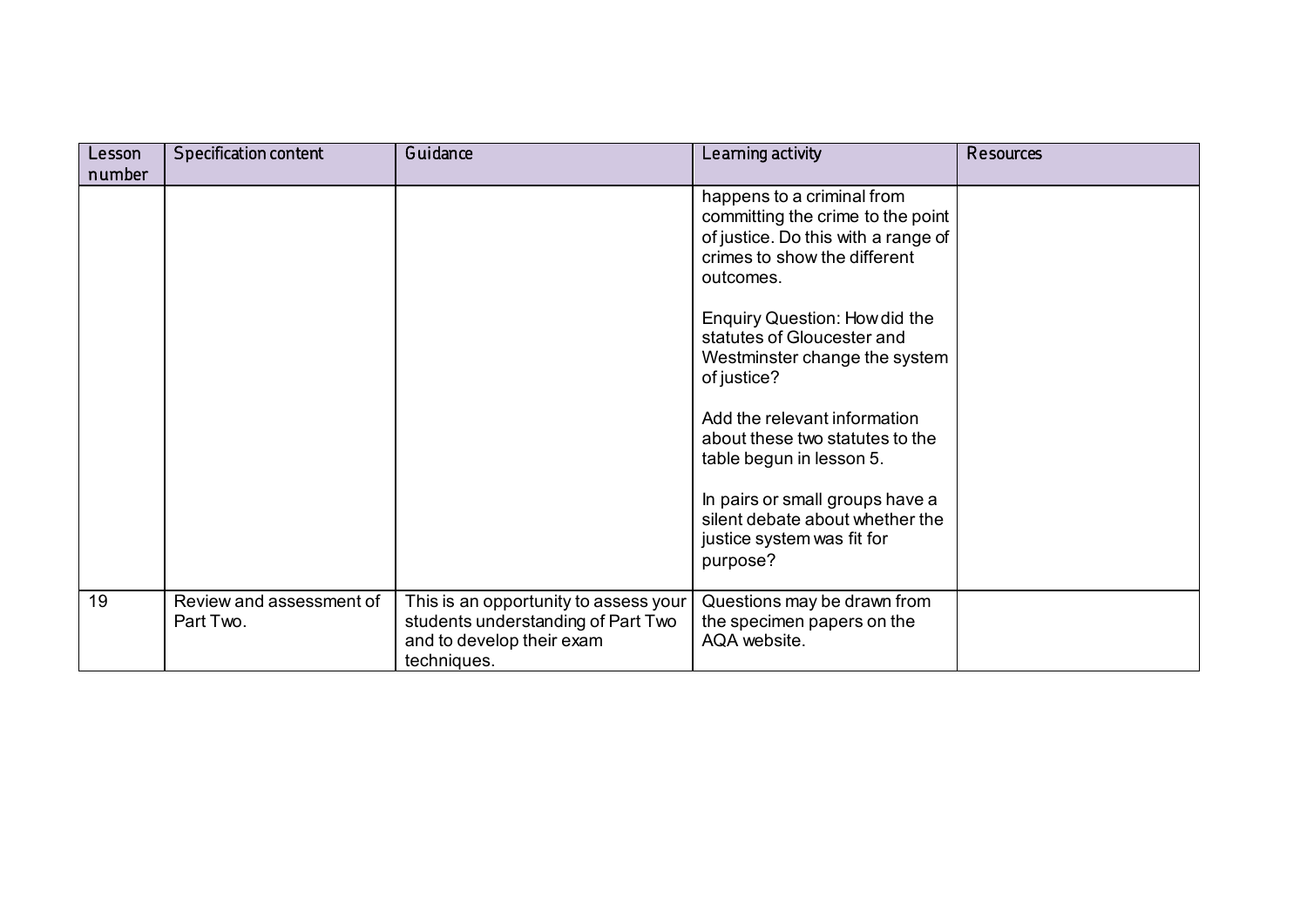| Lesson number | Specification content | Guidance | Learning activity | Resources |
|---|---|---|---|---|
| | | | happens to a criminal from committing the crime to the point of justice. Do this with a range of crimes to show the different outcomes.<br><br>Enquiry Question: How did the statutes of Gloucester and Westminster change the system of justice?<br><br>Add the relevant information about these two statutes to the table begun in lesson 5.<br><br>In pairs or small groups have a silent debate about whether the justice system was fit for purpose? | |
| 19 | Review and assessment of Part Two. | This is an opportunity to assess your students understanding of Part Two and to develop their exam techniques. | Questions may be drawn from the specimen papers on the AQA website. | |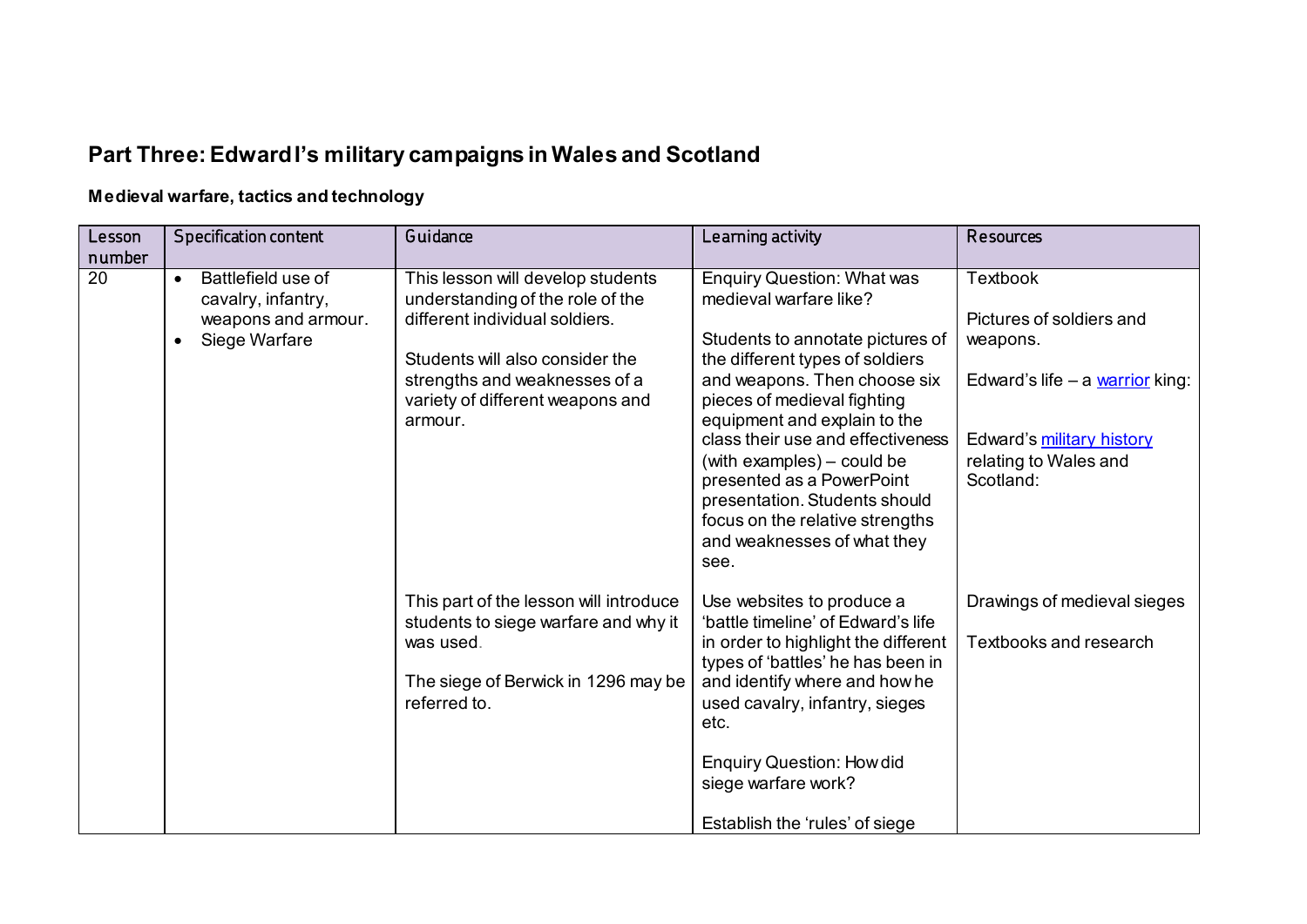## Part Three: Edward I's military campaigns in Wales and Scotland

### Medieval warfare, tactics and technology

| Lesson number | Specification content | Guidance | Learning activity | Resources |
|---|---|---|---|---|
| 20 | • Battlefield use of cavalry, infantry, weapons and armour.<br>• Siege Warfare | This lesson will develop students understanding of the role of the different individual soldiers.<br><br>Students will also consider the strengths and weaknesses of a variety of different weapons and armour. | Enquiry Question: What was medieval warfare like?<br><br>Students to annotate pictures of the different types of soldiers and weapons. Then choose six pieces of medieval fighting equipment and explain to the class their use and effectiveness (with examples) – could be presented as a PowerPoint presentation. Students should focus on the relative strengths and weaknesses of what they see. | Textbook<br><br>Pictures of soldiers and weapons.<br><br>Edward's life – a warrior king:<br><br>Edward's military history relating to Wales and Scotland: |
| | | This part of the lesson will introduce students to siege warfare and why it was used.<br><br>The siege of Berwick in 1296 may be referred to. | Use websites to produce a 'battle timeline' of Edward's life in order to highlight the different types of 'battles' he has been in and identify where and how he used cavalry, infantry, sieges etc.<br><br>Enquiry Question: How did siege warfare work?<br><br>Establish the 'rules' of siege | Drawings of medieval sieges<br><br>Textbooks and research |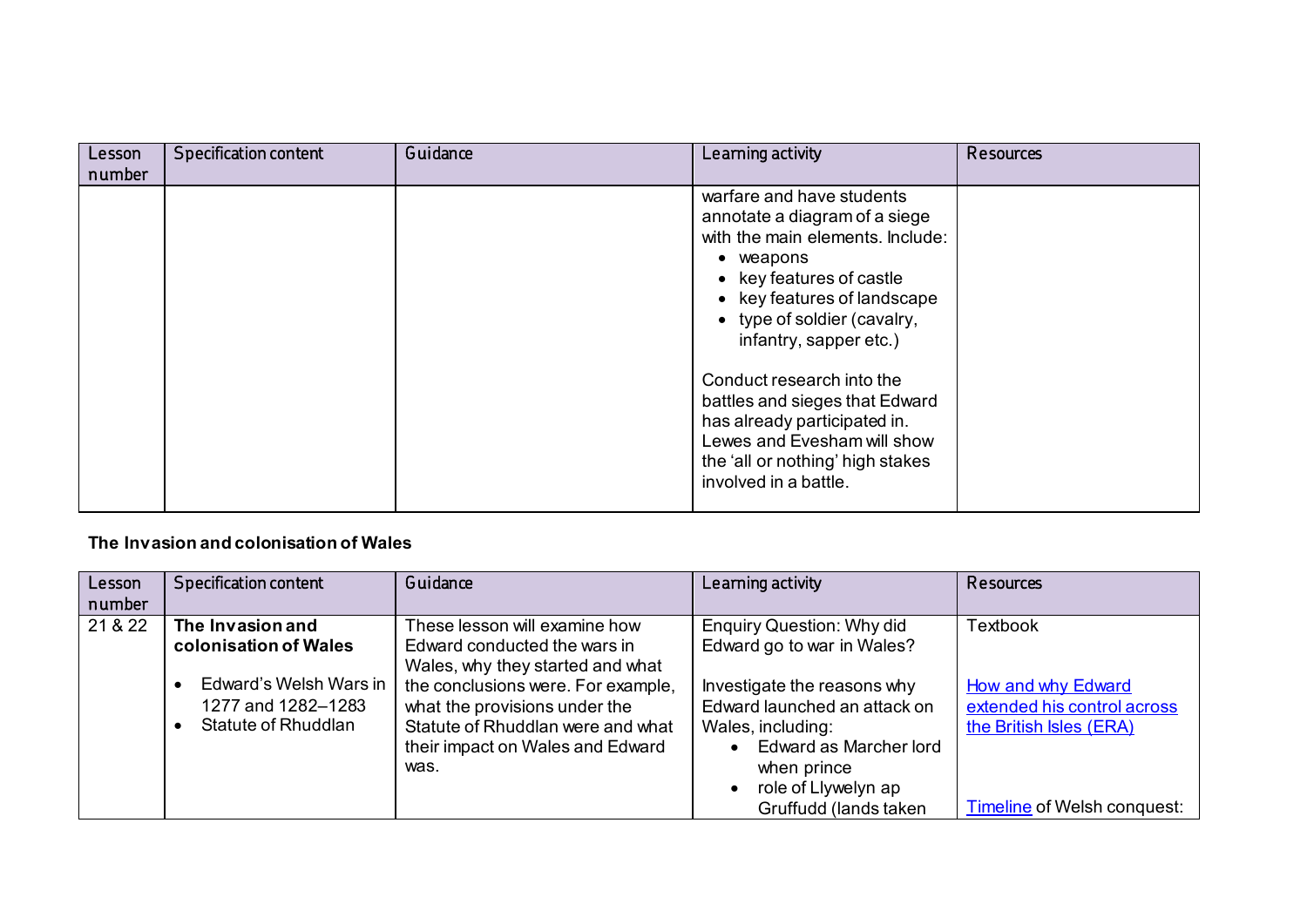| Lesson number | Specification content | Guidance | Learning activity | Resources |
| --- | --- | --- | --- | --- |
| | | | warfare and have students annotate a diagram of a siege with the main elements. Include:<br>• weapons<br>• key features of castle<br>• key features of landscape<br>• type of soldier (cavalry, infantry, sapper etc.)<br><br>Conduct research into the battles and sieges that Edward has already participated in. Lewes and Evesham will show the 'all or nothing' high stakes involved in a battle. | |

**The Invasion and colonisation of Wales**

| Lesson number | Specification content | Guidance | Learning activity | Resources |
| --- | --- | --- | --- | --- |
| 21 & 22 | **The Invasion and colonisation of Wales**<br><br>• Edward's Welsh Wars in 1277 and 1282–1283<br>• Statute of Rhuddlan | These lesson will examine how Edward conducted the wars in Wales, why they started and what the conclusions were. For example, what the provisions under the Statute of Rhuddlan were and what their impact on Wales and Edward was. | Enquiry Question: Why did Edward go to war in Wales?<br><br>Investigate the reasons why Edward launched an attack on Wales, including:<br>• Edward as Marcher lord when prince<br>• role of Llywelyn ap Gruffudd (lands taken | Textbook<br><br>How and why Edward extended his control across the British Isles (ERA)<br><br>Timeline of Welsh conquest: |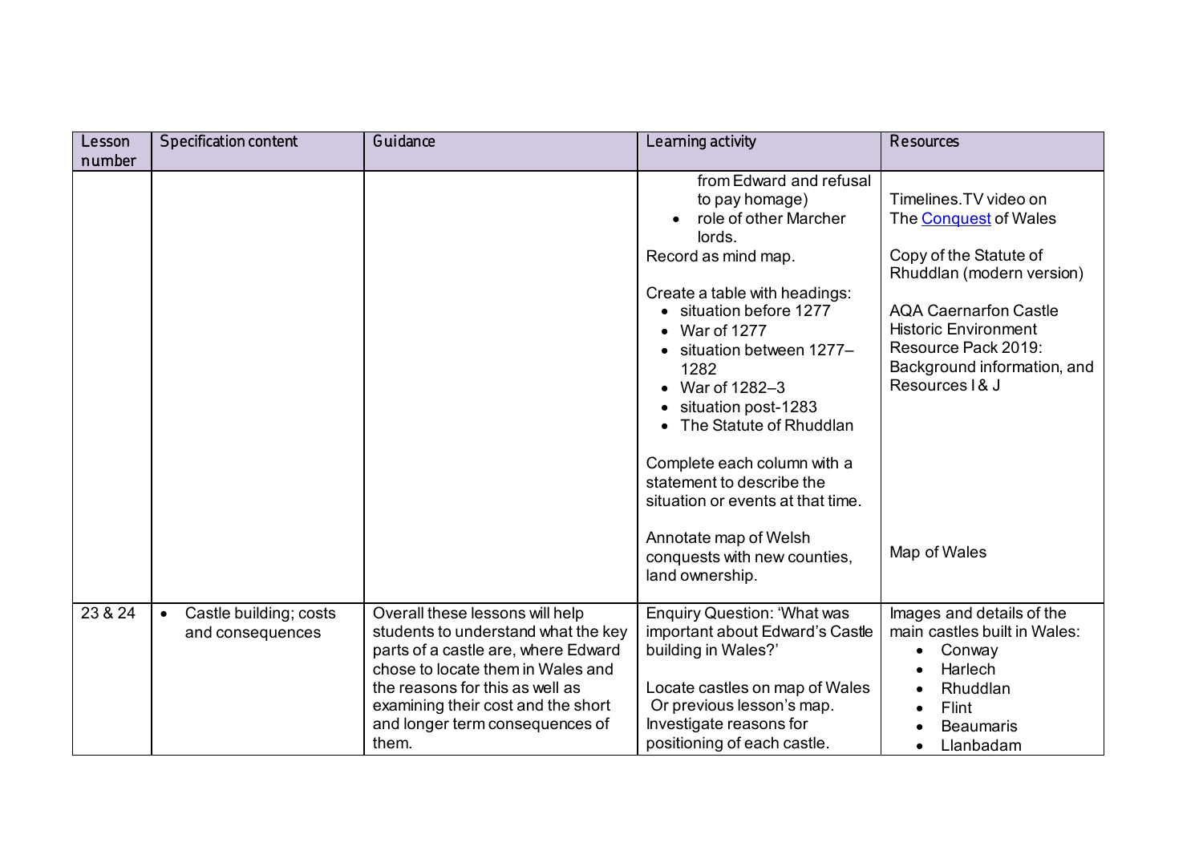| Lesson number | Specification content | Guidance | Learning activity | Resources |
|---|---|---|---|---|
| | | | from Edward and refusal to pay homage)<br>• role of other Marcher lords.<br>Record as mind map.<br><br>Create a table with headings:<br>• situation before 1277<br>• War of 1277<br>• situation between 1277–1282<br>• War of 1282–3<br>• situation post-1283<br>• The Statute of Rhuddlan<br><br>Complete each column with a statement to describe the situation or events at that time.<br><br>Annotate map of Welsh conquests with new counties, land ownership. | Timelines.TV video on The [Conquest](#) of Wales<br><br>Copy of the Statute of Rhuddlan (modern version)<br><br>AQA Caernarfon Castle Historic Environment Resource Pack 2019: Background information, and Resources I & J<br><br><br><br><br><br><br>Map of Wales |
| 23 & 24 | • Castle building; costs and consequences | Overall these lessons will help students to understand what the key parts of a castle are, where Edward chose to locate them in Wales and the reasons for this as well as examining their cost and the short and longer term consequences of them. | Enquiry Question: 'What was important about Edward's Castle building in Wales?'<br><br>Locate castles on map of Wales Or previous lesson's map.<br>Investigate reasons for positioning of each castle. | Images and details of the main castles built in Wales:<br>• Conway<br>• Harlech<br>• Rhuddlan<br>• Flint<br>• Beaumaris<br>• Llanbadam |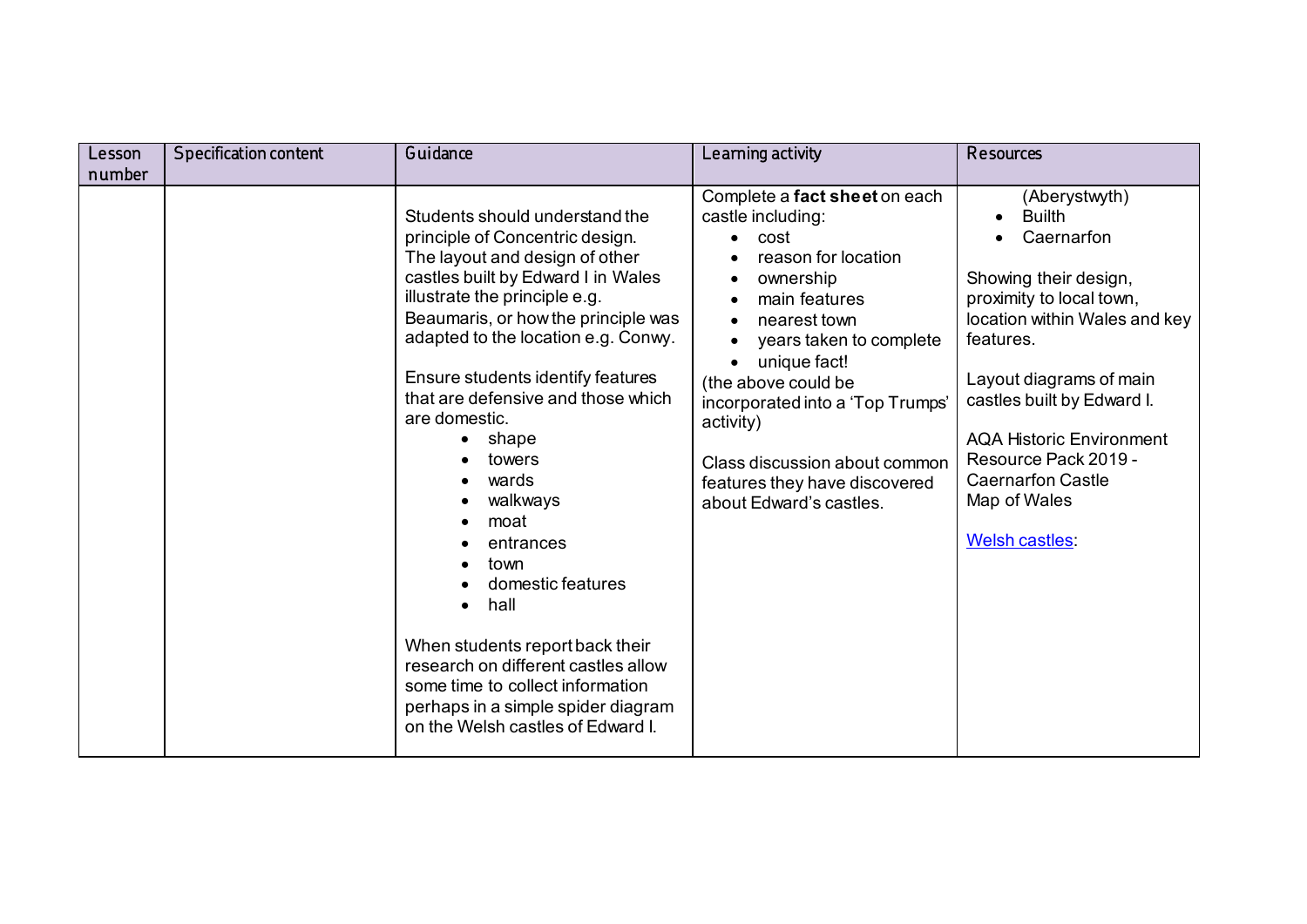| Lesson number | Specification content | Guidance | Learning activity | Resources |
|---|---|---|---|---|
| | | Students should understand the principle of Concentric design. The layout and design of other castles built by Edward I in Wales illustrate the principle e.g. Beaumaris, or how the principle was adapted to the location e.g. Conwy.<br><br>Ensure students identify features that are defensive and those which are domestic.<br>• shape<br>• towers<br>• wards<br>• walkways<br>• moat<br>• entrances<br>• town<br>• domestic features<br>• hall<br><br>When students report back their research on different castles allow some time to collect information perhaps in a simple spider diagram on the Welsh castles of Edward I. | Complete a **fact sheet** on each castle including:<br>• cost<br>• reason for location<br>• ownership<br>• main features<br>• nearest town<br>• years taken to complete<br>• unique fact!<br>(the above could be incorporated into a 'Top Trumps' activity)<br><br>Class discussion about common features they have discovered about Edward's castles. | (Aberystwyth)<br>• Builth<br>• Caernarfon<br><br>Showing their design, proximity to local town, location within Wales and key features.<br><br>Layout diagrams of main castles built by Edward I.<br><br>AQA Historic Environment Resource Pack 2019 - Caernarfon Castle<br>Map of Wales<br><br>Welsh castles: |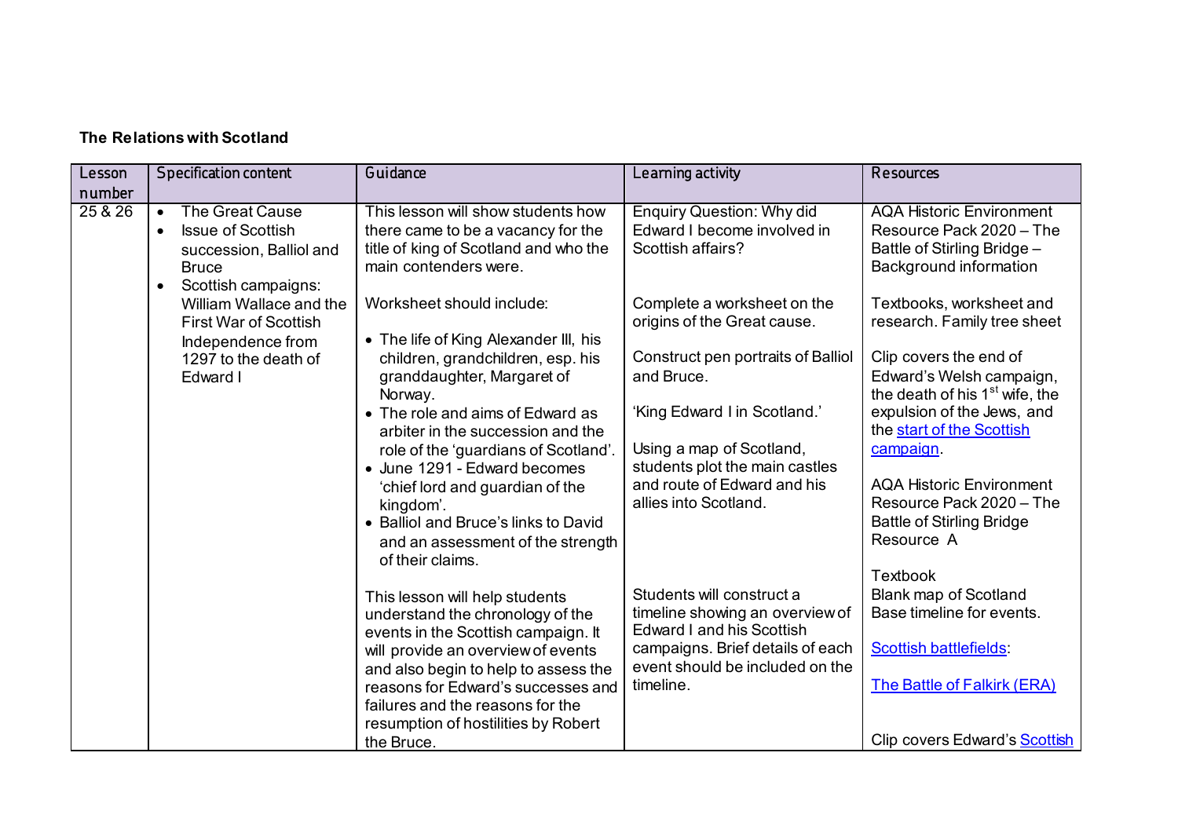**The Relations with Scotland**

| Lesson number | Specification content | Guidance | Learning activity | Resources |
|---|---|---|---|---|
| 25 & 26 | • The Great Cause<br>• Issue of Scottish succession, Balliol and Bruce<br>• Scottish campaigns: William Wallace and the First War of Scottish Independence from 1297 to the death of Edward I | This lesson will show students how there came to be a vacancy for the title of king of Scotland and who the main contenders were.<br><br>Worksheet should include:<br><br>• The life of King Alexander III, his children, grandchildren, esp. his granddaughter, Margaret of Norway.<br>• The role and aims of Edward as arbiter in the succession and the role of the 'guardians of Scotland'.<br>• June 1291 - Edward becomes 'chief lord and guardian of the kingdom'.<br>• Balliol and Bruce's links to David and an assessment of the strength of their claims.<br><br>This lesson will help students understand the chronology of the events in the Scottish campaign. It will provide an overview of events and also begin to help to assess the reasons for Edward's successes and failures and the reasons for the resumption of hostilities by Robert the Bruce. | Enquiry Question: Why did Edward I become involved in Scottish affairs?<br><br>Complete a worksheet on the origins of the Great cause.<br><br>Construct pen portraits of Balliol and Bruce.<br><br>'King Edward I in Scotland.'<br><br>Using a map of Scotland, students plot the main castles and route of Edward and his allies into Scotland.<br><br>Students will construct a timeline showing an overview of Edward I and his Scottish campaigns. Brief details of each event should be included on the timeline. | AQA Historic Environment Resource Pack 2020 – The Battle of Stirling Bridge – Background information<br><br>Textbooks, worksheet and research. Family tree sheet<br><br>Clip covers the end of Edward's Welsh campaign, the death of his 1st wife, the expulsion of the Jews, and the start of the Scottish campaign.<br><br>AQA Historic Environment Resource Pack 2020 – The Battle of Stirling Bridge Resource A<br><br>Textbook<br>Blank map of Scotland<br>Base timeline for events.<br><br>Scottish battlefields:<br><br>The Battle of Falkirk (ERA)<br><br>Clip covers Edward's Scottish |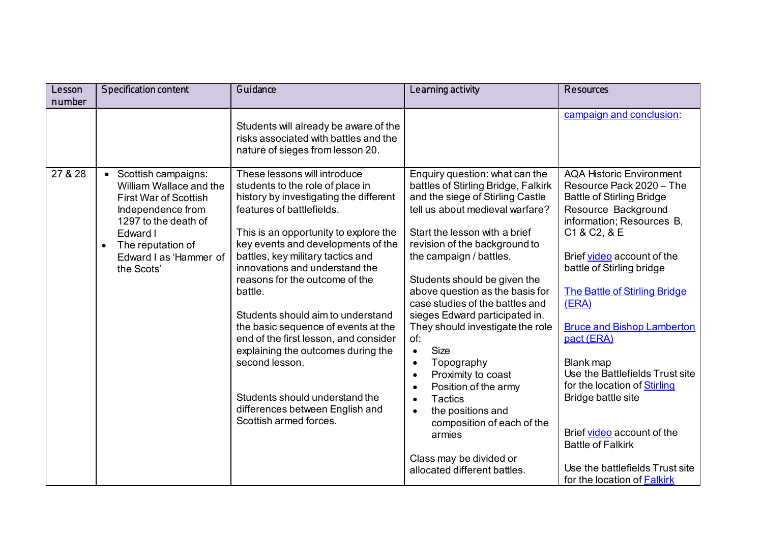| Lesson number | Specification content | Guidance | Learning activity | Resources |
|---|---|---|---|---|
| | | Students will already be aware of the risks associated with battles and the nature of sieges from lesson 20. | | campaign and conclusion: |
| 27 & 28 | • Scottish campaigns: William Wallace and the First War of Scottish Independence from 1297 to the death of Edward I<br>• The reputation of Edward I as 'Hammer of the Scots' | These lessons will introduce students to the role of place in history by investigating the different features of battlefields.<br><br>This is an opportunity to explore the key events and developments of the battles, key military tactics and innovations and understand the reasons for the outcome of the battle.<br><br>Students should aim to understand the basic sequence of events at the end of the first lesson, and consider explaining the outcomes during the second lesson.<br><br>Students should understand the differences between English and Scottish armed forces. | Enquiry question: what can the battles of Stirling Bridge, Falkirk and the siege of Stirling Castle tell us about medieval warfare?<br><br>Start the lesson with a brief revision of the background to the campaign / battles.<br><br>Students should be given the above question as the basis for case studies of the battles and sieges Edward participated in. They should investigate the role of:<br>• Size<br>• Topography<br>• Proximity to coast<br>• Position of the army<br>• Tactics<br>• the positions and composition of each of the armies<br><br>Class may be divided or allocated different battles. | AQA Historic Environment Resource Pack 2020 – The Battle of Stirling Bridge Resource Background information; Resources B, C1 & C2, & E<br><br>Brief video account of the battle of Stirling bridge<br><br>The Battle of Stirling Bridge (ERA)<br><br>Bruce and Bishop Lamberton pact (ERA)<br><br>Blank map<br>Use the Battlefields Trust site for the location of Stirling Bridge battle site<br><br>Brief video account of the Battle of Falkirk<br><br>Use the battlefields Trust site for the location of Falkirk |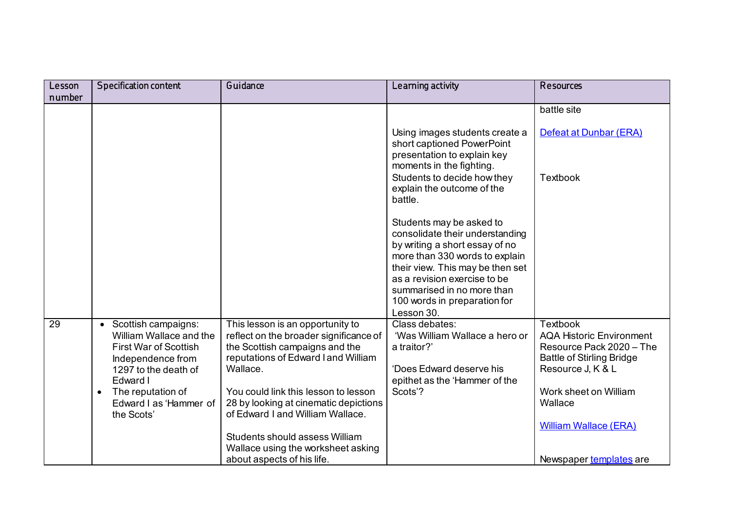| Lesson number | Specification content | Guidance | Learning activity | Resources |
|---|---|---|---|---|
| | | | Using images students create a short captioned PowerPoint presentation to explain key moments in the fighting.<br>Students to decide how they explain the outcome of the battle.<br><br>Students may be asked to consolidate their understanding by writing a short essay of no more than 330 words to explain their view. This may be then set as a revision exercise to be summarised in no more than 100 words in preparation for Lesson 30. | battle site<br><br>Defeat at Dunbar (ERA)<br><br>Textbook |
| 29 | • Scottish campaigns: William Wallace and the First War of Scottish Independence from 1297 to the death of Edward I<br>• The reputation of Edward I as 'Hammer of the Scots' | This lesson is an opportunity to reflect on the broader significance of the Scottish campaigns and the reputations of Edward I and William Wallace.<br><br>You could link this lesson to lesson 28 by looking at cinematic depictions of Edward I and William Wallace.<br><br>Students should assess William Wallace using the worksheet asking about aspects of his life. | Class debates:<br>'Was William Wallace a hero or a traitor?'<br><br>'Does Edward deserve his epithet as the 'Hammer of the Scots'? | Textbook<br>AQA Historic Environment Resource Pack 2020 – The Battle of Stirling Bridge Resource J, K & L<br><br>Work sheet on William Wallace<br><br>William Wallace (ERA)<br><br>Newspaper templates are |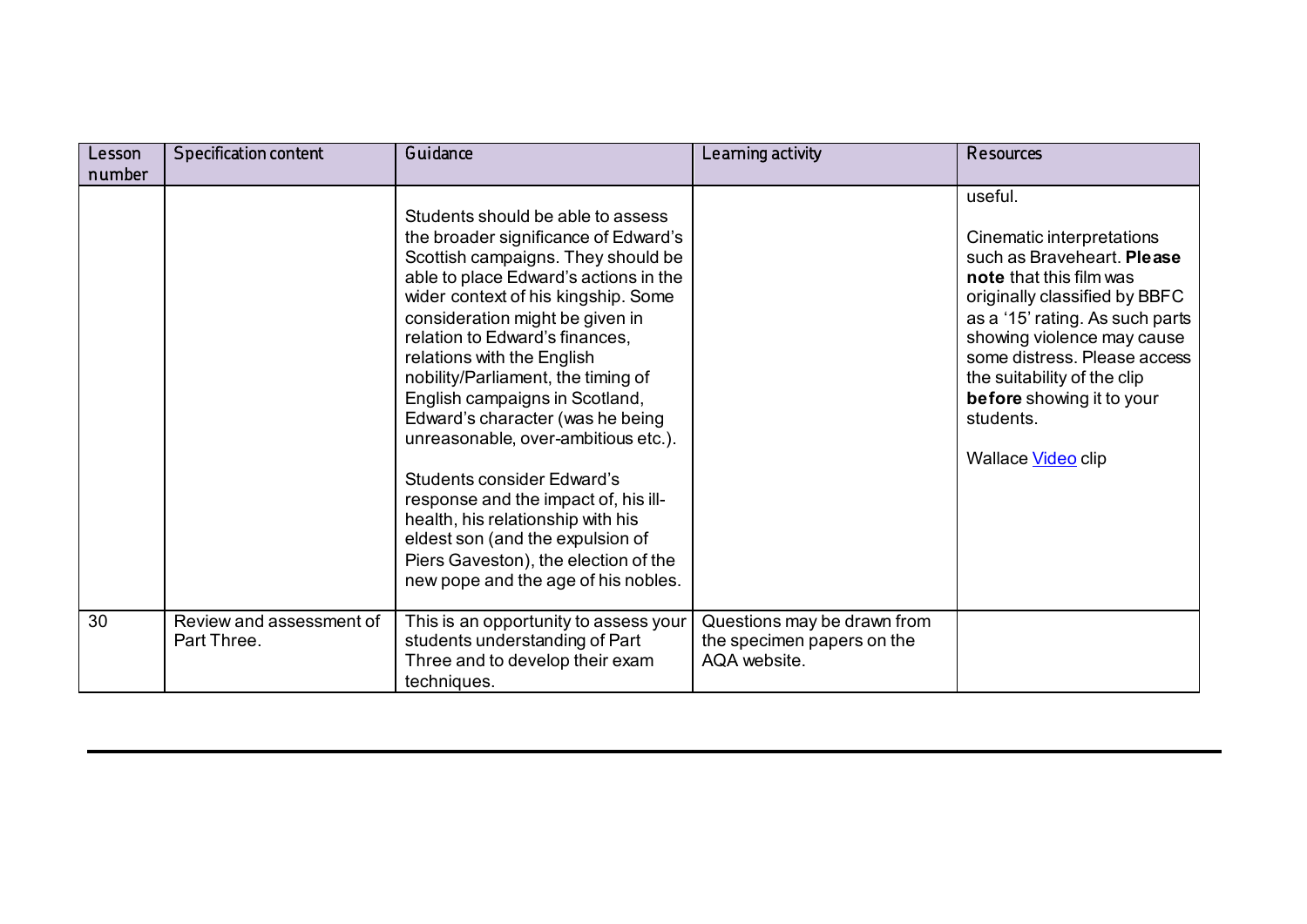| Lesson number | Specification content | Guidance | Learning activity | Resources |
|---|---|---|---|---|
| | | Students should be able to assess the broader significance of Edward's Scottish campaigns. They should be able to place Edward's actions in the wider context of his kingship. Some consideration might be given in relation to Edward's finances, relations with the English nobility/Parliament, the timing of English campaigns in Scotland, Edward's character (was he being unreasonable, over-ambitious etc.).<br><br>Students consider Edward's response and the impact of, his ill-health, his relationship with his eldest son (and the expulsion of Piers Gaveston), the election of the new pope and the age of his nobles. | | useful.<br><br>Cinematic interpretations such as Braveheart. **Please note** that this film was originally classified by BBFC as a '15' rating. As such parts showing violence may cause some distress. Please access the suitability of the clip **before** showing it to your students.<br><br>Wallace Video clip |
| 30 | Review and assessment of Part Three. | This is an opportunity to assess your students understanding of Part Three and to develop their exam techniques. | Questions may be drawn from the specimen papers on the AQA website. | |